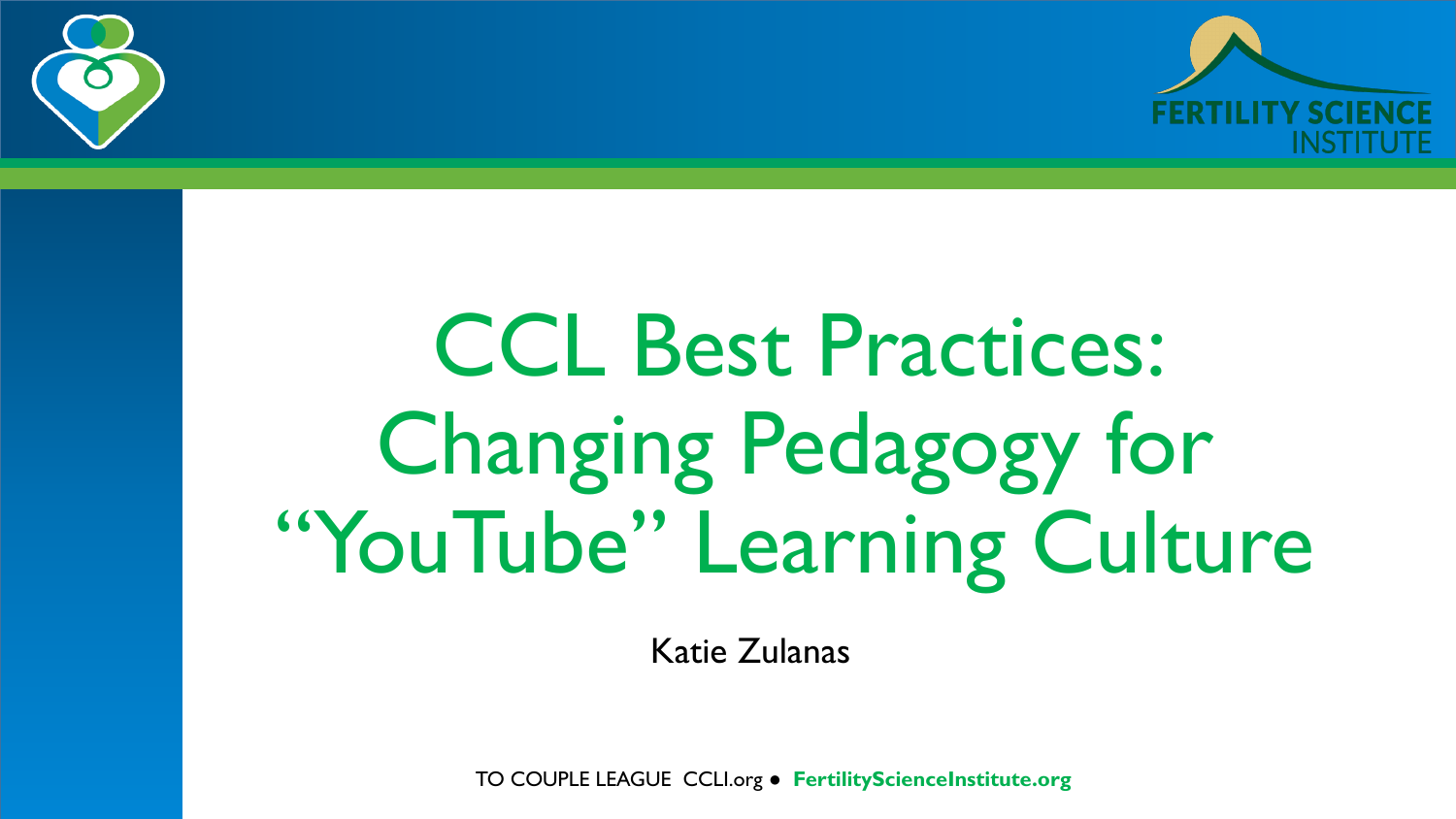FERTILITY SCIENCE INSTITUTE

# CCL Best Practices: Changing Pedagogy for "YouTube" Learning Culture

Katie Zulanas

TO COUPLE LEAGUE CCLI.org ● **FertilityScienceInstitute.org**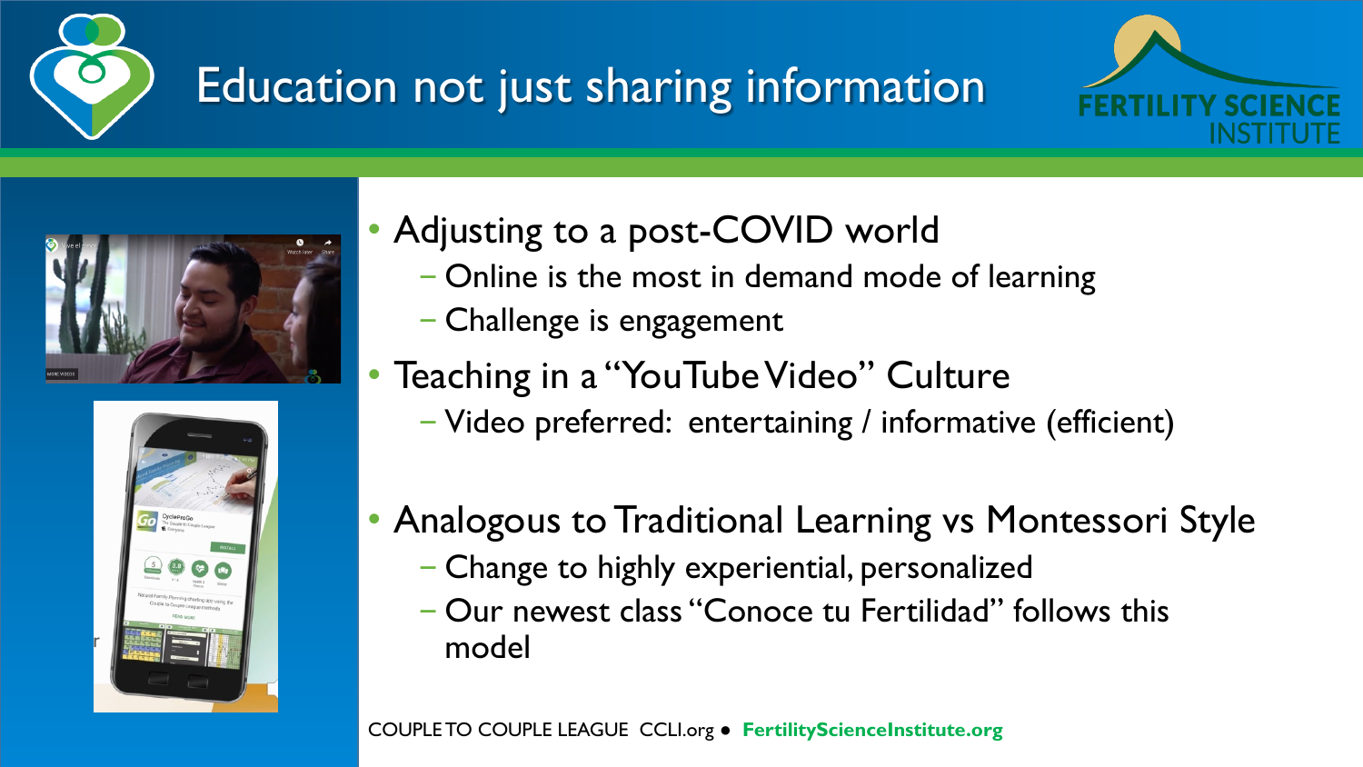# Education not just sharing information

- Adjusting to a post-COVID world
  - Online is the most in demand mode of learning
  - Challenge is engagement
- Teaching in a "YouTube Video" Culture
  - Video preferred: entertaining / informative (efficient)
- Analogous to Traditional Learning vs Montessori Style
  - Change to highly experiential, personalized
  - Our newest class "Conoce tu Fertilidad" follows this model

COUPLE TO COUPLE LEAGUE CCLI.org ● **FertilityScienceInstitute.org**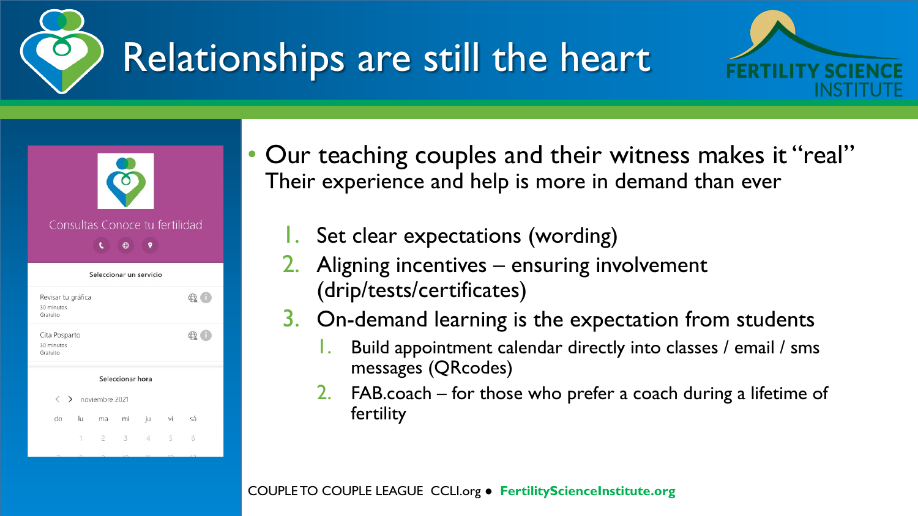# Relationships are still the heart

FERTILITY SCIENCE INSTITUTE

Consultas Conoce tu fertilidad

Seleccionar un servicio

Revisar tu gráfica
30 minutos
Gratuito

Cita Posparto
30 minutos
Gratuito

Seleccionar hora

noviembre 2021

| do | lu | ma | mi | ju | vi | sá |
|---|---|---|---|---|---|---|
| | 1 | 2 | 3 | 4 | 5 | 6 |

- Our teaching couples and their witness makes it "real"
  Their experience and help is more in demand than ever

1. Set clear expectations (wording)
2. Aligning incentives – ensuring involvement (drip/tests/certificates)
3. On-demand learning is the expectation from students
   1. Build appointment calendar directly into classes / email / sms messages (QRcodes)
   2. FAB.coach – for those who prefer a coach during a lifetime of fertility

COUPLE TO COUPLE LEAGUE CCLI.org ● **FertilityScienceInstitute.org**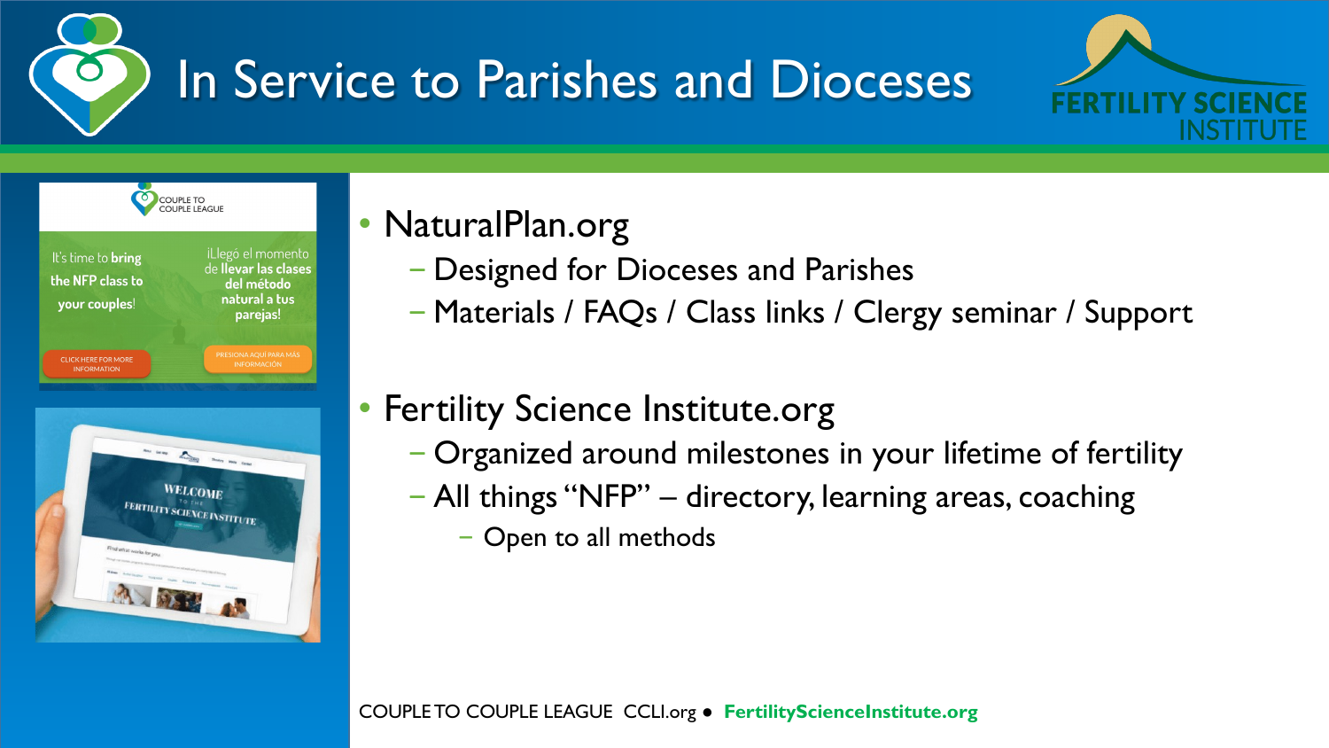# In Service to Parishes and Dioceses

- NaturalPlan.org
  - Designed for Dioceses and Parishes
  - Materials / FAQs / Class links / Clergy seminar / Support
- Fertility Science Institute.org
  - Organized around milestones in your lifetime of fertility
  - All things "NFP" – directory, learning areas, coaching
    - Open to all methods

COUPLE TO COUPLE LEAGUE CCLI.org ● **FertilityScienceInstitute.org**